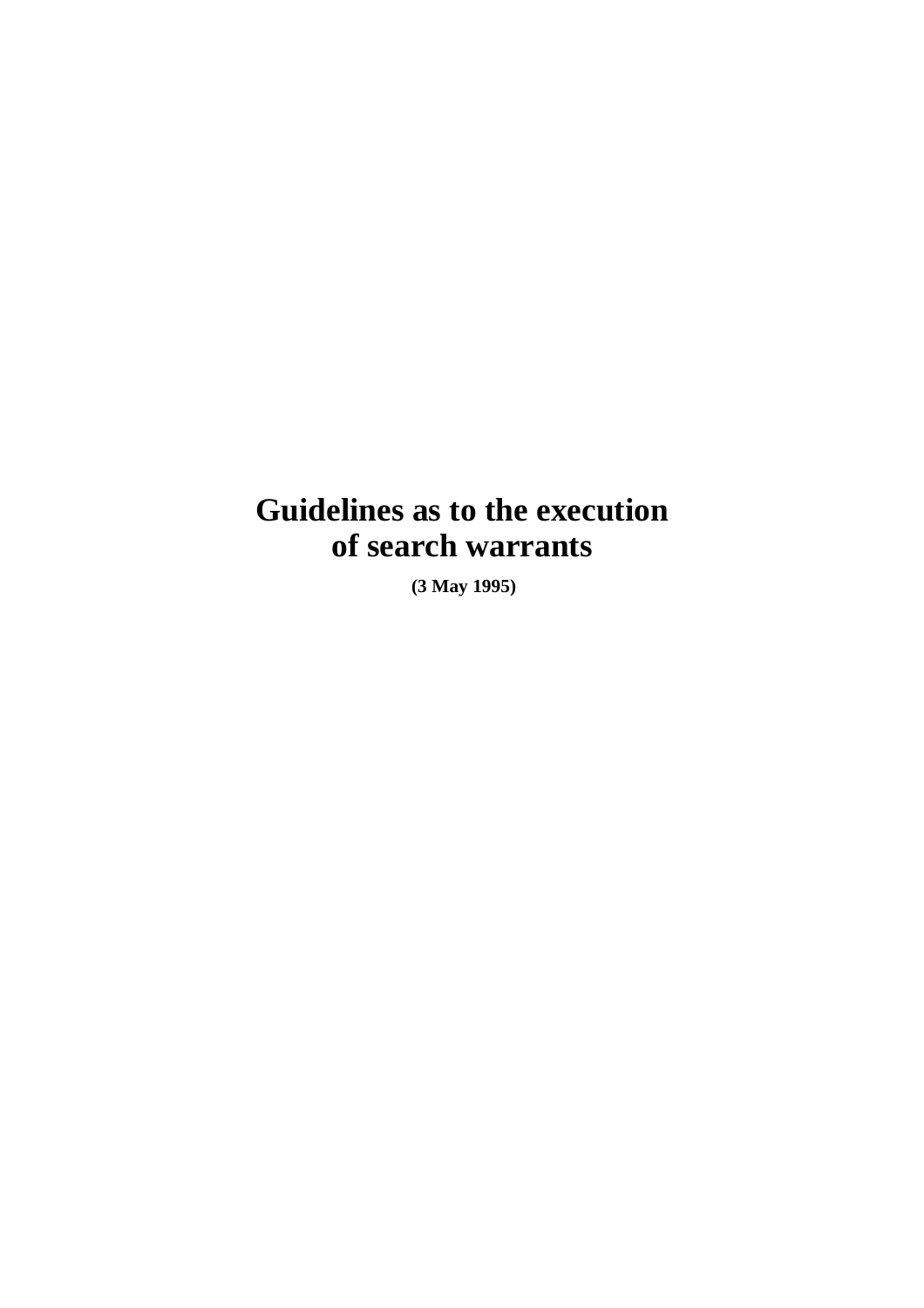# Guidelines as to the execution of search warrants

**(3 May 1995)**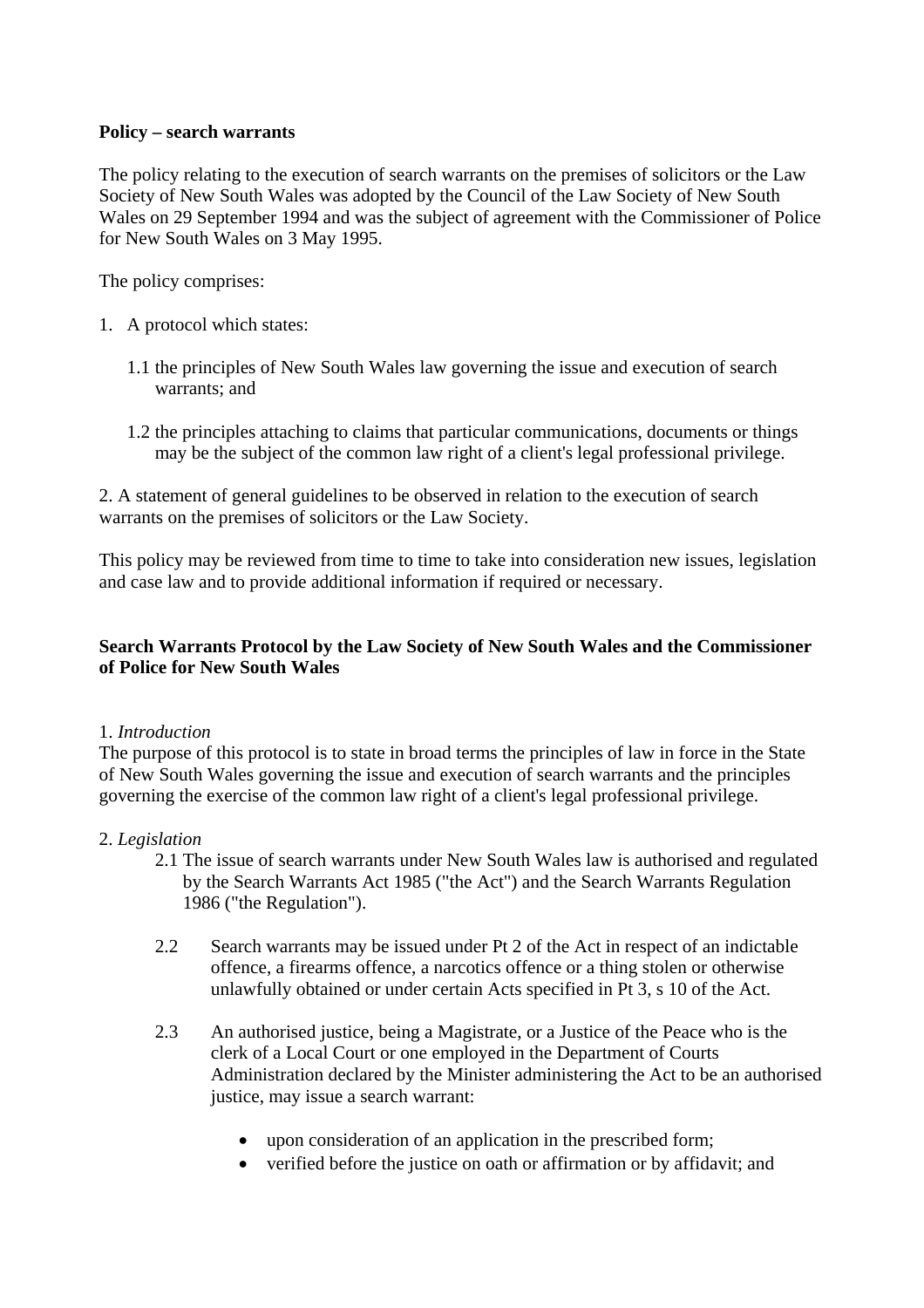**Policy – search warrants**

The policy relating to the execution of search warrants on the premises of solicitors or the Law Society of New South Wales was adopted by the Council of the Law Society of New South Wales on 29 September 1994 and was the subject of agreement with the Commissioner of Police for New South Wales on 3 May 1995.

The policy comprises:

1. A protocol which states:

   1.1 the principles of New South Wales law governing the issue and execution of search warrants; and

   1.2 the principles attaching to claims that particular communications, documents or things may be the subject of the common law right of a client's legal professional privilege.

2. A statement of general guidelines to be observed in relation to the execution of search warrants on the premises of solicitors or the Law Society.

This policy may be reviewed from time to time to take into consideration new issues, legislation and case law and to provide additional information if required or necessary.

**Search Warrants Protocol by the Law Society of New South Wales and the Commissioner of Police for New South Wales**

1. *Introduction*

The purpose of this protocol is to state in broad terms the principles of law in force in the State of New South Wales governing the issue and execution of search warrants and the principles governing the exercise of the common law right of a client's legal professional privilege.

2. *Legislation*

2.1 The issue of search warrants under New South Wales law is authorised and regulated by the Search Warrants Act 1985 ("the Act") and the Search Warrants Regulation 1986 ("the Regulation").

2.2 Search warrants may be issued under Pt 2 of the Act in respect of an indictable offence, a firearms offence, a narcotics offence or a thing stolen or otherwise unlawfully obtained or under certain Acts specified in Pt 3, s 10 of the Act.

2.3 An authorised justice, being a Magistrate, or a Justice of the Peace who is the clerk of a Local Court or one employed in the Department of Courts Administration declared by the Minister administering the Act to be an authorised justice, may issue a search warrant:

- upon consideration of an application in the prescribed form;
- verified before the justice on oath or affirmation or by affidavit; and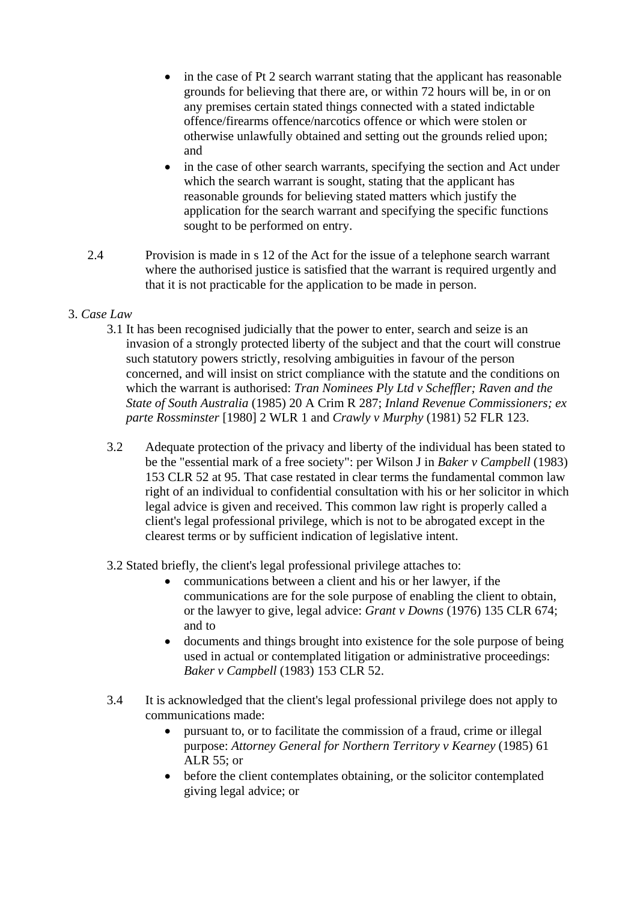- in the case of Pt 2 search warrant stating that the applicant has reasonable grounds for believing that there are, or within 72 hours will be, in or on any premises certain stated things connected with a stated indictable offence/firearms offence/narcotics offence or which were stolen or otherwise unlawfully obtained and setting out the grounds relied upon; and
- in the case of other search warrants, specifying the section and Act under which the search warrant is sought, stating that the applicant has reasonable grounds for believing stated matters which justify the application for the search warrant and specifying the specific functions sought to be performed on entry.

2.4 Provision is made in s 12 of the Act for the issue of a telephone search warrant where the authorised justice is satisfied that the warrant is required urgently and that it is not practicable for the application to be made in person.

3. *Case Law*

3.1 It has been recognised judicially that the power to enter, search and seize is an invasion of a strongly protected liberty of the subject and that the court will construe such statutory powers strictly, resolving ambiguities in favour of the person concerned, and will insist on strict compliance with the statute and the conditions on which the warrant is authorised: *Tran Nominees Ply Ltd v Scheffler; Raven and the State of South Australia* (1985) 20 A Crim R 287; *Inland Revenue Commissioners; ex parte Rossminster* [1980] 2 WLR 1 and *Crawly v Murphy* (1981) 52 FLR 123.

3.2 Adequate protection of the privacy and liberty of the individual has been stated to be the "essential mark of a free society": per Wilson J in *Baker v Campbell* (1983) 153 CLR 52 at 95. That case restated in clear terms the fundamental common law right of an individual to confidential consultation with his or her solicitor in which legal advice is given and received. This common law right is properly called a client's legal professional privilege, which is not to be abrogated except in the clearest terms or by sufficient indication of legislative intent.

3.2 Stated briefly, the client's legal professional privilege attaches to:

- communications between a client and his or her lawyer, if the communications are for the sole purpose of enabling the client to obtain, or the lawyer to give, legal advice: *Grant v Downs* (1976) 135 CLR 674; and to
- documents and things brought into existence for the sole purpose of being used in actual or contemplated litigation or administrative proceedings: *Baker v Campbell* (1983) 153 CLR 52.

3.4 It is acknowledged that the client's legal professional privilege does not apply to communications made:

- pursuant to, or to facilitate the commission of a fraud, crime or illegal purpose: *Attorney General for Northern Territory v Kearney* (1985) 61 ALR 55; or
- before the client contemplates obtaining, or the solicitor contemplated giving legal advice; or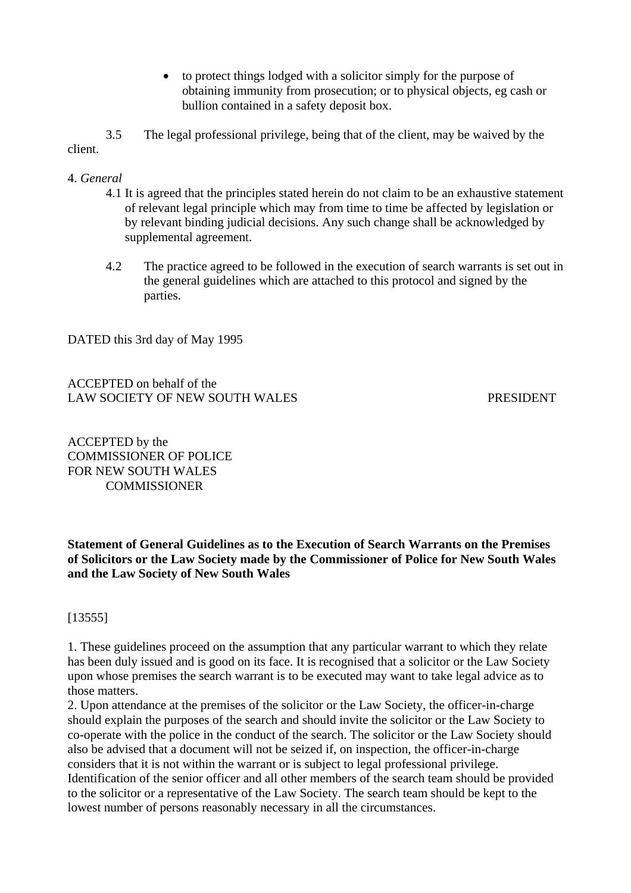- to protect things lodged with a solicitor simply for the purpose of obtaining immunity from prosecution; or to physical objects, eg cash or bullion contained in a safety deposit box.

3.5 The legal professional privilege, being that of the client, may be waived by the client.

4. *General*

4.1 It is agreed that the principles stated herein do not claim to be an exhaustive statement of relevant legal principle which may from time to time be affected by legislation or by relevant binding judicial decisions. Any such change shall be acknowledged by supplemental agreement.

4.2 The practice agreed to be followed in the execution of search warrants is set out in the general guidelines which are attached to this protocol and signed by the parties.

DATED this 3rd day of May 1995

ACCEPTED on behalf of the
LAW SOCIETY OF NEW SOUTH WALES PRESIDENT

ACCEPTED by the
COMMISSIONER OF POLICE
FOR NEW SOUTH WALES
COMMISSIONER

**Statement of General Guidelines as to the Execution of Search Warrants on the Premises of Solicitors or the Law Society made by the Commissioner of Police for New South Wales and the Law Society of New South Wales**

[13555]

1. These guidelines proceed on the assumption that any particular warrant to which they relate has been duly issued and is good on its face. It is recognised that a solicitor or the Law Society upon whose premises the search warrant is to be executed may want to take legal advice as to those matters.

2. Upon attendance at the premises of the solicitor or the Law Society, the officer-in-charge should explain the purposes of the search and should invite the solicitor or the Law Society to co-operate with the police in the conduct of the search. The solicitor or the Law Society should also be advised that a document will not be seized if, on inspection, the officer-in-charge considers that it is not within the warrant or is subject to legal professional privilege. Identification of the senior officer and all other members of the search team should be provided to the solicitor or a representative of the Law Society. The search team should be kept to the lowest number of persons reasonably necessary in all the circumstances.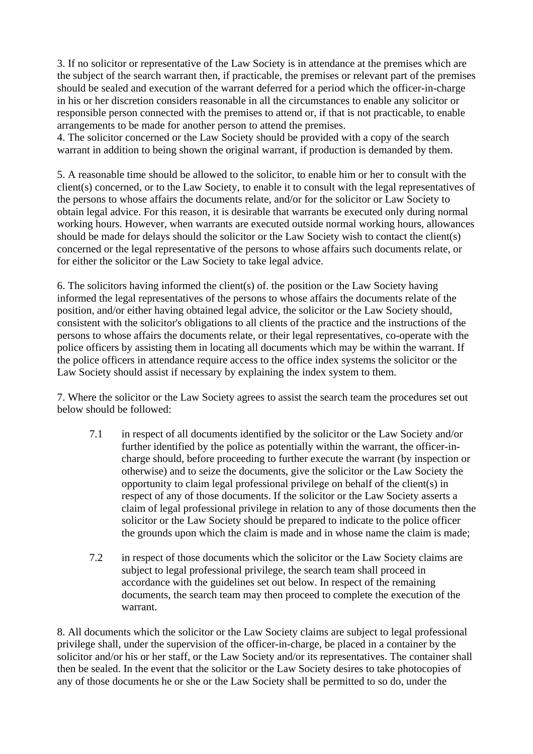3. If no solicitor or representative of the Law Society is in attendance at the premises which are the subject of the search warrant then, if practicable, the premises or relevant part of the premises should be sealed and execution of the warrant deferred for a period which the officer-in-charge in his or her discretion considers reasonable in all the circumstances to enable any solicitor or responsible person connected with the premises to attend or, if that is not practicable, to enable arrangements to be made for another person to attend the premises.

4. The solicitor concerned or the Law Society should be provided with a copy of the search warrant in addition to being shown the original warrant, if production is demanded by them.

5. A reasonable time should be allowed to the solicitor, to enable him or her to consult with the client(s) concerned, or to the Law Society, to enable it to consult with the legal representatives of the persons to whose affairs the documents relate, and/or for the solicitor or Law Society to obtain legal advice. For this reason, it is desirable that warrants be executed only during normal working hours. However, when warrants are executed outside normal working hours, allowances should be made for delays should the solicitor or the Law Society wish to contact the client(s) concerned or the legal representative of the persons to whose affairs such documents relate, or for either the solicitor or the Law Society to take legal advice.

6. The solicitors having informed the client(s) of. the position or the Law Society having informed the legal representatives of the persons to whose affairs the documents relate of the position, and/or either having obtained legal advice, the solicitor or the Law Society should, consistent with the solicitor's obligations to all clients of the practice and the instructions of the persons to whose affairs the documents relate, or their legal representatives, co-operate with the police officers by assisting them in locating all documents which may be within the warrant. If the police officers in attendance require access to the office index systems the solicitor or the Law Society should assist if necessary by explaining the index system to them.

7. Where the solicitor or the Law Society agrees to assist the search team the procedures set out below should be followed:

- 7.1 in respect of all documents identified by the solicitor or the Law Society and/or further identified by the police as potentially within the warrant, the officer-in-charge should, before proceeding to further execute the warrant (by inspection or otherwise) and to seize the documents, give the solicitor or the Law Society the opportunity to claim legal professional privilege on behalf of the client(s) in respect of any of those documents. If the solicitor or the Law Society asserts a claim of legal professional privilege in relation to any of those documents then the solicitor or the Law Society should be prepared to indicate to the police officer the grounds upon which the claim is made and in whose name the claim is made;

- 7.2 in respect of those documents which the solicitor or the Law Society claims are subject to legal professional privilege, the search team shall proceed in accordance with the guidelines set out below. In respect of the remaining documents, the search team may then proceed to complete the execution of the warrant.

8. All documents which the solicitor or the Law Society claims are subject to legal professional privilege shall, under the supervision of the officer-in-charge, be placed in a container by the solicitor and/or his or her staff, or the Law Society and/or its representatives. The container shall then be sealed. In the event that the solicitor or the Law Society desires to take photocopies of any of those documents he or she or the Law Society shall be permitted to so do, under the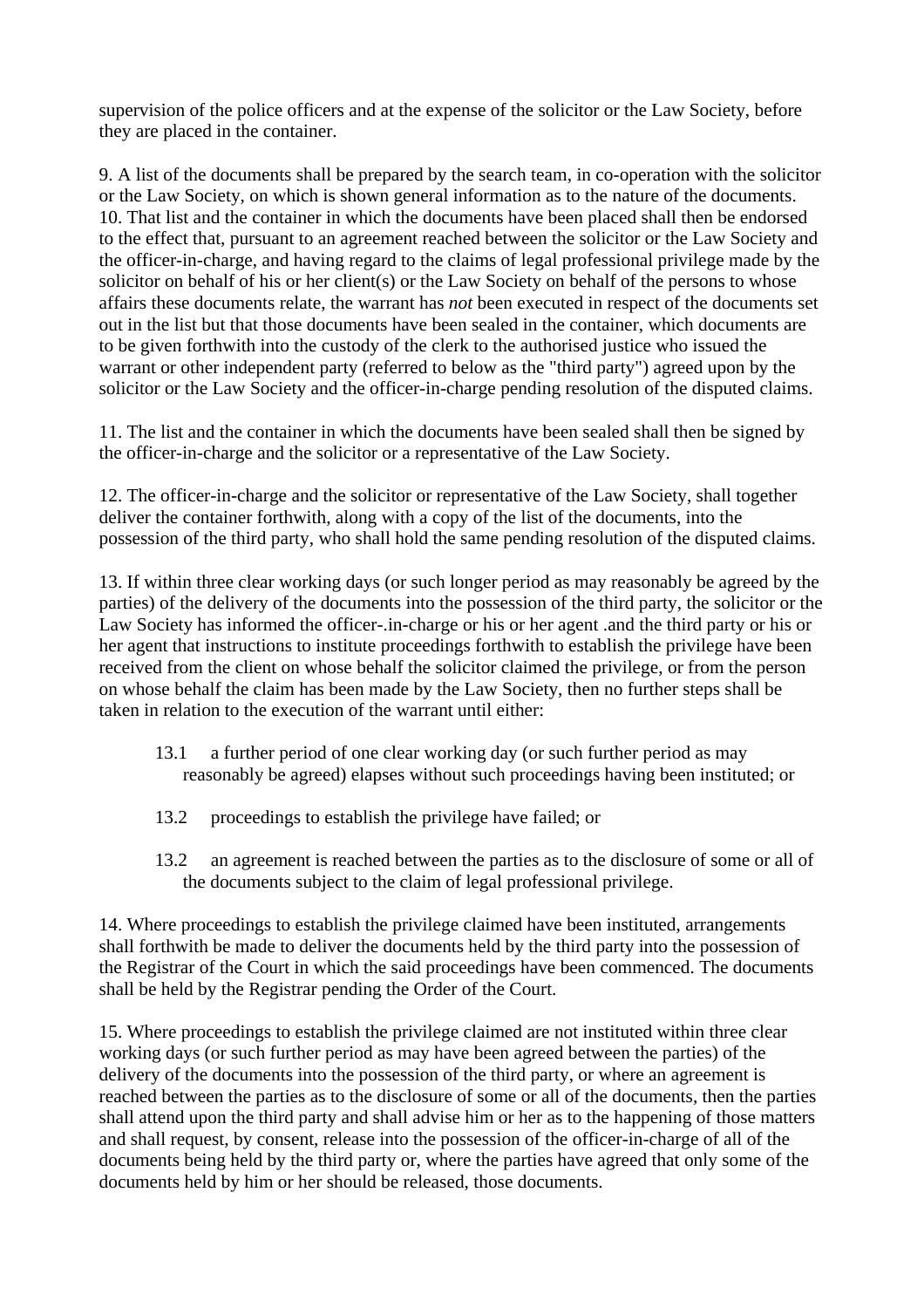supervision of the police officers and at the expense of the solicitor or the Law Society, before they are placed in the container.

9. A list of the documents shall be prepared by the search team, in co-operation with the solicitor or the Law Society, on which is shown general information as to the nature of the documents.
10. That list and the container in which the documents have been placed shall then be endorsed to the effect that, pursuant to an agreement reached between the solicitor or the Law Society and the officer-in-charge, and having regard to the claims of legal professional privilege made by the solicitor on behalf of his or her client(s) or the Law Society on behalf of the persons to whose affairs these documents relate, the warrant has *not* been executed in respect of the documents set out in the list but that those documents have been sealed in the container, which documents are to be given forthwith into the custody of the clerk to the authorised justice who issued the warrant or other independent party (referred to below as the "third party") agreed upon by the solicitor or the Law Society and the officer-in-charge pending resolution of the disputed claims.

11. The list and the container in which the documents have been sealed shall then be signed by the officer-in-charge and the solicitor or a representative of the Law Society.

12. The officer-in-charge and the solicitor or representative of the Law Society, shall together deliver the container forthwith, along with a copy of the list of the documents, into the possession of the third party, who shall hold the same pending resolution of the disputed claims.

13. If within three clear working days (or such longer period as may reasonably be agreed by the parties) of the delivery of the documents into the possession of the third party, the solicitor or the Law Society has informed the officer-.in-charge or his or her agent .and the third party or his or her agent that instructions to institute proceedings forthwith to establish the privilege have been received from the client on whose behalf the solicitor claimed the privilege, or from the person on whose behalf the claim has been made by the Law Society, then no further steps shall be taken in relation to the execution of the warrant until either:

> 13.1 a further period of one clear working day (or such further period as may reasonably be agreed) elapses without such proceedings having been instituted; or
>
> 13.2 proceedings to establish the privilege have failed; or
>
> 13.2 an agreement is reached between the parties as to the disclosure of some or all of the documents subject to the claim of legal professional privilege.

14. Where proceedings to establish the privilege claimed have been instituted, arrangements shall forthwith be made to deliver the documents held by the third party into the possession of the Registrar of the Court in which the said proceedings have been commenced. The documents shall be held by the Registrar pending the Order of the Court.

15. Where proceedings to establish the privilege claimed are not instituted within three clear working days (or such further period as may have been agreed between the parties) of the delivery of the documents into the possession of the third party, or where an agreement is reached between the parties as to the disclosure of some or all of the documents, then the parties shall attend upon the third party and shall advise him or her as to the happening of those matters and shall request, by consent, release into the possession of the officer-in-charge of all of the documents being held by the third party or, where the parties have agreed that only some of the documents held by him or her should be released, those documents.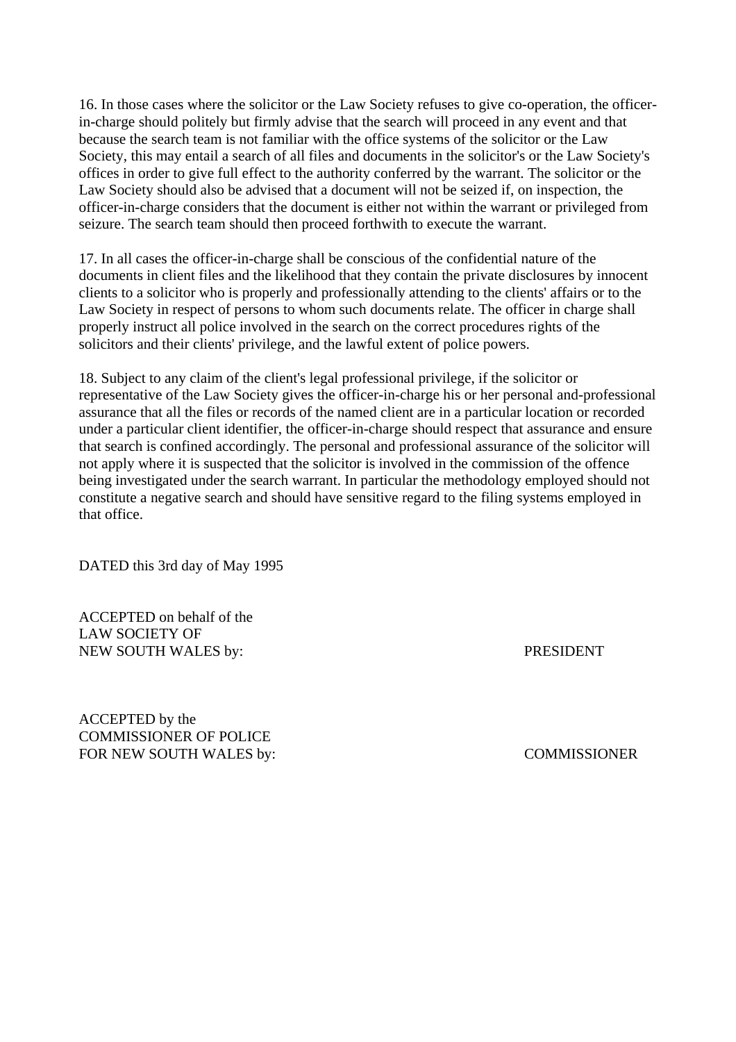16. In those cases where the solicitor or the Law Society refuses to give co-operation, the officer-in-charge should politely but firmly advise that the search will proceed in any event and that because the search team is not familiar with the office systems of the solicitor or the Law Society, this may entail a search of all files and documents in the solicitor's or the Law Society's offices in order to give full effect to the authority conferred by the warrant. The solicitor or the Law Society should also be advised that a document will not be seized if, on inspection, the officer-in-charge considers that the document is either not within the warrant or privileged from seizure. The search team should then proceed forthwith to execute the warrant.

17. In all cases the officer-in-charge shall be conscious of the confidential nature of the documents in client files and the likelihood that they contain the private disclosures by innocent clients to a solicitor who is properly and professionally attending to the clients' affairs or to the Law Society in respect of persons to whom such documents relate. The officer in charge shall properly instruct all police involved in the search on the correct procedures rights of the solicitors and their clients' privilege, and the lawful extent of police powers.

18. Subject to any claim of the client's legal professional privilege, if the solicitor or representative of the Law Society gives the officer-in-charge his or her personal and-professional assurance that all the files or records of the named client are in a particular location or recorded under a particular client identifier, the officer-in-charge should respect that assurance and ensure that search is confined accordingly. The personal and professional assurance of the solicitor will not apply where it is suspected that the solicitor is involved in the commission of the offence being investigated under the search warrant. In particular the methodology employed should not constitute a negative search and should have sensitive regard to the filing systems employed in that office.

DATED this 3rd day of May 1995

ACCEPTED on behalf of the
LAW SOCIETY OF
NEW SOUTH WALES by: PRESIDENT

ACCEPTED by the
COMMISSIONER OF POLICE
FOR NEW SOUTH WALES by: COMMISSIONER